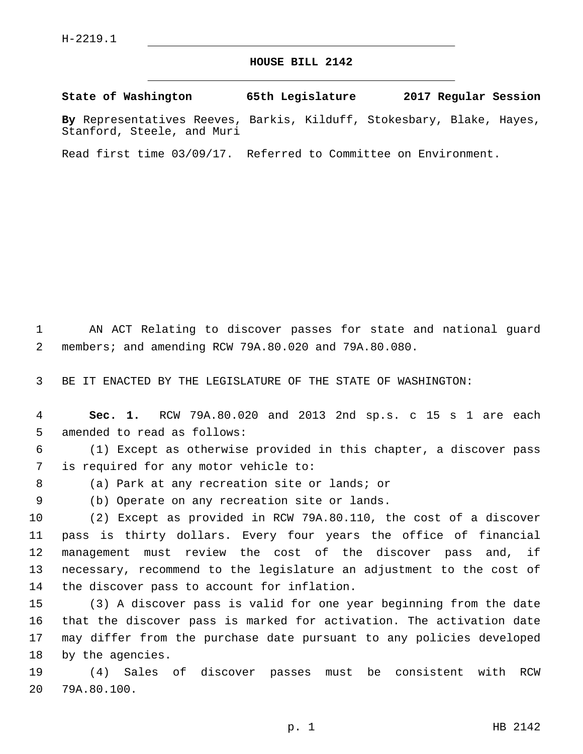H-2219.1

# HOUSE BILL 2142

**State of Washington 65th Legislature 2017 Regular Session**

**By** Representatives Reeves, Barkis, Kilduff, Stokesbary, Blake, Hayes, Stanford, Steele, and Muri

Read first time 03/09/17. Referred to Committee on Environment.

AN ACT Relating to discover passes for state and national guard members; and amending RCW 79A.80.020 and 79A.80.080.

BE IT ENACTED BY THE LEGISLATURE OF THE STATE OF WASHINGTON:

**Sec. 1.** RCW 79A.80.020 and 2013 2nd sp.s. c 15 s 1 are each amended to read as follows:

(1) Except as otherwise provided in this chapter, a discover pass is required for any motor vehicle to:

(a) Park at any recreation site or lands; or

(b) Operate on any recreation site or lands.

(2) Except as provided in RCW 79A.80.110, the cost of a discover pass is thirty dollars. Every four years the office of financial management must review the cost of the discover pass and, if necessary, recommend to the legislature an adjustment to the cost of the discover pass to account for inflation.

(3) A discover pass is valid for one year beginning from the date that the discover pass is marked for activation. The activation date may differ from the purchase date pursuant to any policies developed by the agencies.

(4) Sales of discover passes must be consistent with RCW 79A.80.100.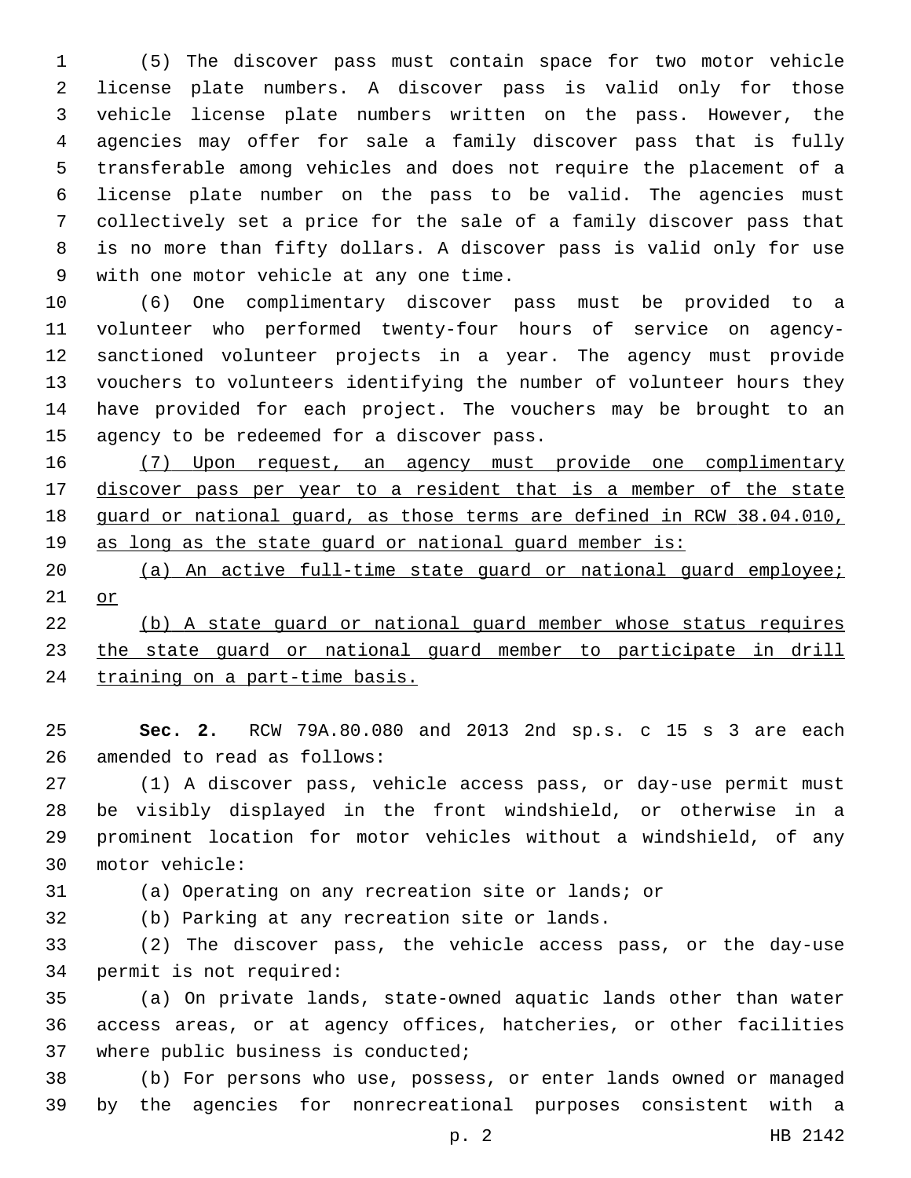(5) The discover pass must contain space for two motor vehicle license plate numbers. A discover pass is valid only for those vehicle license plate numbers written on the pass. However, the agencies may offer for sale a family discover pass that is fully transferable among vehicles and does not require the placement of a license plate number on the pass to be valid. The agencies must collectively set a price for the sale of a family discover pass that is no more than fifty dollars. A discover pass is valid only for use with one motor vehicle at any one time.

(6) One complimentary discover pass must be provided to a volunteer who performed twenty-four hours of service on agency-sanctioned volunteer projects in a year. The agency must provide vouchers to volunteers identifying the number of volunteer hours they have provided for each project. The vouchers may be brought to an agency to be redeemed for a discover pass.

<u>(7) Upon request, an agency must provide one complimentary discover pass per year to a resident that is a member of the state guard or national guard, as those terms are defined in RCW 38.04.010, as long as the state guard or national guard member is:</u>

<u>(a) An active full-time state guard or national guard employee; or</u>

<u>(b) A state guard or national guard member whose status requires the state guard or national guard member to participate in drill training on a part-time basis.</u>

**Sec. 2.** RCW 79A.80.080 and 2013 2nd sp.s. c 15 s 3 are each amended to read as follows:

(1) A discover pass, vehicle access pass, or day-use permit must be visibly displayed in the front windshield, or otherwise in a prominent location for motor vehicles without a windshield, of any motor vehicle:

(a) Operating on any recreation site or lands; or

(b) Parking at any recreation site or lands.

(2) The discover pass, the vehicle access pass, or the day-use permit is not required:

(a) On private lands, state-owned aquatic lands other than water access areas, or at agency offices, hatcheries, or other facilities where public business is conducted;

(b) For persons who use, possess, or enter lands owned or managed by the agencies for nonrecreational purposes consistent with a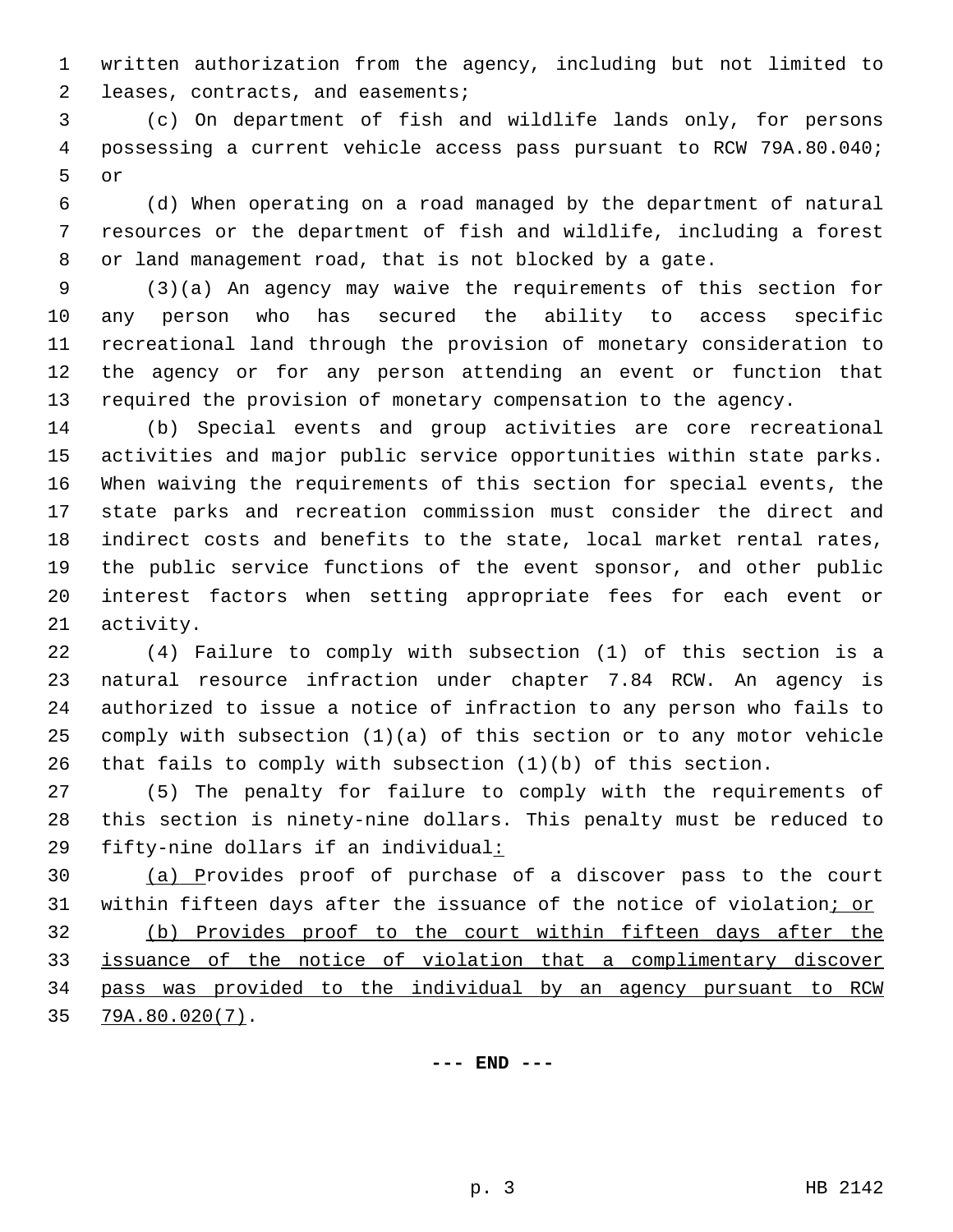written authorization from the agency, including but not limited to leases, contracts, and easements;

(c) On department of fish and wildlife lands only, for persons possessing a current vehicle access pass pursuant to RCW 79A.80.040; or

(d) When operating on a road managed by the department of natural resources or the department of fish and wildlife, including a forest or land management road, that is not blocked by a gate.

(3)(a) An agency may waive the requirements of this section for any person who has secured the ability to access specific recreational land through the provision of monetary consideration to the agency or for any person attending an event or function that required the provision of monetary compensation to the agency.

(b) Special events and group activities are core recreational activities and major public service opportunities within state parks. When waiving the requirements of this section for special events, the state parks and recreation commission must consider the direct and indirect costs and benefits to the state, local market rental rates, the public service functions of the event sponsor, and other public interest factors when setting appropriate fees for each event or activity.

(4) Failure to comply with subsection (1) of this section is a natural resource infraction under chapter 7.84 RCW. An agency is authorized to issue a notice of infraction to any person who fails to comply with subsection (1)(a) of this section or to any motor vehicle that fails to comply with subsection (1)(b) of this section.

(5) The penalty for failure to comply with the requirements of this section is ninety-nine dollars. This penalty must be reduced to fifty-nine dollars if an individual<u>:</u>

<u>(a) P</u>rovides proof of purchase of a discover pass to the court within fifteen days after the issuance of the notice of violation<u>; or</u>

<u>(b) Provides proof to the court within fifteen days after the issuance of the notice of violation that a complimentary discover pass was provided to the individual by an agency pursuant to RCW 79A.80.020(7)</u>.

**--- END ---**